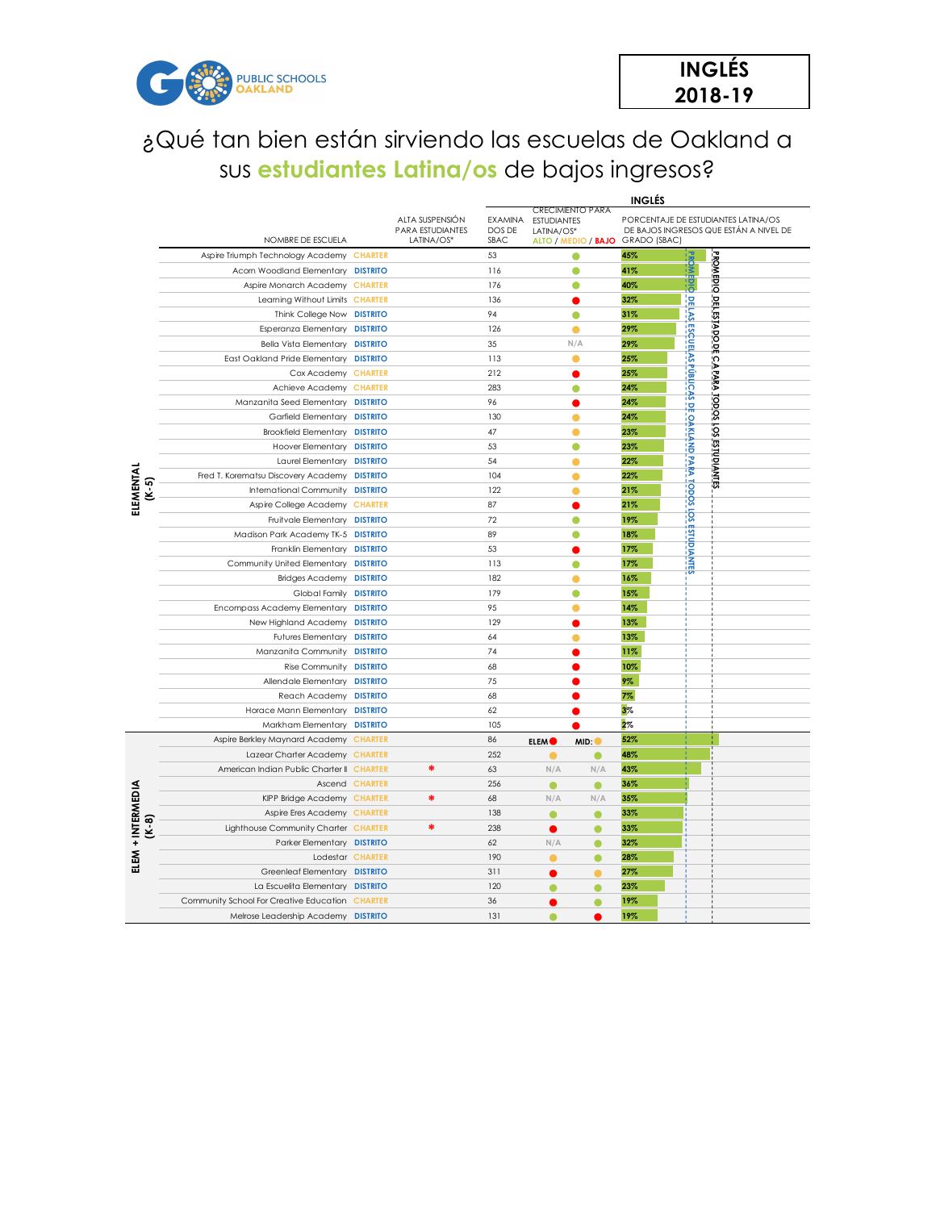**INGLÉS 2018-19**

# ¿Qué tan bien están sirviendo las escuelas de Oakland a sus **estudiantes Latina/os** de bajos ingresos?

| | NOMBRE DE ESCUELA | | ALTA SUSPENSIÓN PARA ESTUDIANTES LATINA/OS* | EXAMINA DOS DE SBAC | CRECIMIENTO PARA ESTUDIANTES LATINA/OS* ALTO / MEDIO / BAJO | | INGLÉS: PORCENTAJE DE ESTUDIANTES LATINA/OS DE BAJOS INGRESOS QUE ESTÁN A NIVEL DE GRADO (SBAC) |
|---|---|---|---|---|---|---|---|
| ELEMENTAL (K-5) | Aspire Triumph Technology Academy | CHARTER | | 53 | ALTO | | 45% |
| | Acorn Woodland Elementary | DISTRITO | | 116 | ALTO | | 41% |
| | Aspire Monarch Academy | CHARTER | | 176 | ALTO | | 40% |
| | Learning Without Limits | CHARTER | | 136 | BAJO | | 32% |
| | Think College Now | DISTRITO | | 94 | ALTO | | 31% |
| | Esperanza Elementary | DISTRITO | | 126 | MEDIO | | 29% |
| | Bella Vista Elementary | DISTRITO | | 35 | N/A | | 29% |
| | East Oakland Pride Elementary | DISTRITO | | 113 | MEDIO | | 25% |
| | Cox Academy | CHARTER | | 212 | BAJO | | 25% |
| | Achieve Academy | CHARTER | | 283 | ALTO | | 24% |
| | Manzanita Seed Elementary | DISTRITO | | 96 | BAJO | | 24% |
| | Garfield Elementary | DISTRITO | | 130 | MEDIO | | 24% |
| | Brookfield Elementary | DISTRITO | | 47 | MEDIO | | 23% |
| | Hoover Elementary | DISTRITO | | 53 | ALTO | | 23% |
| | Laurel Elementary | DISTRITO | | 54 | MEDIO | | 22% |
| | Fred T. Korematsu Discovery Academy | DISTRITO | | 104 | MEDIO | | 22% |
| | International Community | DISTRITO | | 122 | MEDIO | | 21% |
| | Aspire College Academy | CHARTER | | 87 | BAJO | | 21% |
| | Fruitvale Elementary | DISTRITO | | 72 | ALTO | | 19% |
| | Madison Park Academy TK-5 | DISTRITO | | 89 | ALTO | | 18% |
| | Franklin Elementary | DISTRITO | | 53 | BAJO | | 17% |
| | Community United Elementary | DISTRITO | | 113 | ALTO | | 17% |
| | Bridges Academy | DISTRITO | | 182 | MEDIO | | 16% |
| | Global Family | DISTRITO | | 179 | MEDIO | | 15% |
| | Encompass Academy Elementary | DISTRITO | | 95 | MEDIO | | 14% |
| | New Highland Academy | DISTRITO | | 129 | BAJO | | 13% |
| | Futures Elementary | DISTRITO | | 64 | MEDIO | | 13% |
| | Manzanita Community | DISTRITO | | 74 | BAJO | | 11% |
| | Rise Community | DISTRITO | | 68 | BAJO | | 10% |
| | Allendale Elementary | DISTRITO | | 75 | BAJO | | 9% |
| | Reach Academy | DISTRITO | | 68 | BAJO | | 7% |
| | Horace Mann Elementary | DISTRITO | | 62 | BAJO | | 3% |
| | Markham Elementary | DISTRITO | | 105 | BAJO | | 2% |
| ELEM + INTERMEDIA (K-8) | | | | | ELEM | MID: | |
| | Aspire Berkley Maynard Academy | CHARTER | | 86 | BAJO | MEDIO | 52% |
| | Lazear Charter Academy | CHARTER | | 252 | MEDIO | ALTO | 48% |
| | American Indian Public Charter II | CHARTER | * | 63 | N/A | N/A | 43% |
| | Ascend | CHARTER | | 256 | ALTO | ALTO | 36% |
| | KIPP Bridge Academy | CHARTER | * | 68 | N/A | N/A | 35% |
| | Aspire Eres Academy | CHARTER | | 138 | ALTO | ALTO | 33% |
| | Lighthouse Community Charter | CHARTER | * | 238 | BAJO | ALTO | 33% |
| | Parker Elementary | DISTRITO | | 62 | N/A | ALTO | 32% |
| | Lodestar | CHARTER | | 190 | MEDIO | ALTO | 28% |
| | Greenleaf Elementary | DISTRITO | | 311 | BAJO | MEDIO | 27% |
| | La Escuelita Elementary | DISTRITO | | 120 | ALTO | ALTO | 23% |
| | Community School For Creative Education | CHARTER | | 36 | BAJO | ALTO | 19% |
| | Melrose Leadership Academy | DISTRITO | | 131 | ALTO | BAJO | 19% |

Líneas de referencia en el gráfico: PROMEDIO DE LAS ESCUELAS PÚBLICAS DE OAKLAND PARA TODOS LOS ESTUDIANTES; PROMEDIO DEL ESTADO DE CA PARA TODOS LOS ESTUDIANTES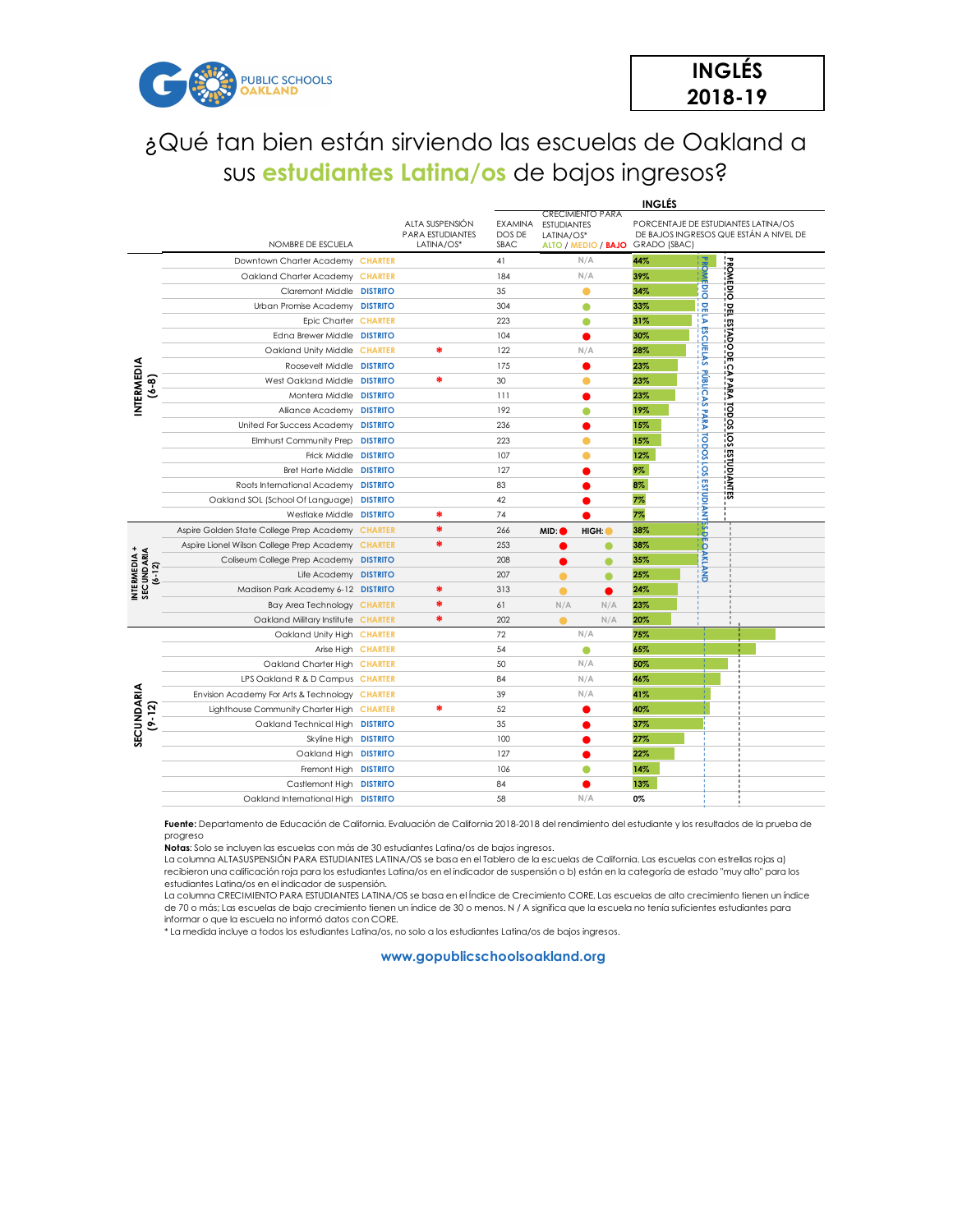# INGLÉS 2018-19

## ¿Qué tan bien están sirviendo las escuelas de Oakland a sus **estudiantes Latina/os** de bajos ingresos?

| Nivel | Nombre de escuela | Tipo | Alta suspensión para estudiantes Latina/os* | Examinados de SBAC | Crecimiento para estudiantes Latina/os* (Alto / Medio / Bajo) | Porcentaje de estudiantes Latina/os de bajos ingresos que están a nivel de grado (SBAC) |
|---|---|---|---|---|---|---|
| INTERMEDIA (6-8) | Downtown Charter Academy | CHARTER | | 41 | N/A | 44% |
| | Oakland Charter Academy | CHARTER | | 184 | N/A | 39% |
| | Claremont Middle | DISTRITO | | 35 | Medio | 34% |
| | Urban Promise Academy | DISTRITO | | 304 | Alto | 33% |
| | Epic Charter | CHARTER | | 223 | Alto | 31% |
| | Edna Brewer Middle | DISTRITO | | 104 | Bajo | 30% |
| | Oakland Unity Middle | CHARTER | * | 122 | N/A | 28% |
| | Roosevelt Middle | DISTRITO | | 175 | Bajo | 23% |
| | West Oakland Middle | DISTRITO | * | 30 | Medio | 23% |
| | Montera Middle | DISTRITO | | 111 | Bajo | 23% |
| | Alliance Academy | DISTRITO | | 192 | Alto | 19% |
| | United For Success Academy | DISTRITO | | 236 | Bajo | 15% |
| | Elmhurst Community Prep | DISTRITO | | 223 | Medio | 15% |
| | Frick Middle | DISTRITO | | 107 | Medio | 12% |
| | Bret Harte Middle | DISTRITO | | 127 | Bajo | 9% |
| | Roots International Academy | DISTRITO | | 83 | Bajo | 8% |
| | Oakland SOL (School Of Language) | DISTRITO | | 42 | Bajo | 7% |
| | Westlake Middle | DISTRITO | * | 74 | Bajo | 7% |
| INTERMEDIA + SECUNDARIA (6-12) | Aspire Golden State College Prep Academy | CHARTER | * | 266 | MID: Bajo / HIGH: Medio | 38% |
| | Aspire Lionel Wilson College Prep Academy | CHARTER | * | 253 | MID: Bajo / HIGH: Alto | 38% |
| | Coliseum College Prep Academy | DISTRITO | | 208 | MID: Bajo / HIGH: Alto | 35% |
| | Life Academy | DISTRITO | | 207 | MID: Medio / HIGH: Alto | 25% |
| | Madison Park Academy 6-12 | DISTRITO | * | 313 | MID: Medio / HIGH: Bajo | 24% |
| | Bay Area Technology | CHARTER | * | 61 | MID: N/A / HIGH: N/A | 23% |
| | Oakland Military Institute | CHARTER | * | 202 | MID: Medio / HIGH: N/A | 20% |
| SECUNDARIA (9-12) | Oakland Unity High | CHARTER | | 72 | N/A | 75% |
| | Arise High | CHARTER | | 54 | Alto | 65% |
| | Oakland Charter High | CHARTER | | 50 | N/A | 50% |
| | LPS Oakland R & D Campus | CHARTER | | 84 | N/A | 46% |
| | Envision Academy For Arts & Technology | CHARTER | | 39 | N/A | 41% |
| | Lighthouse Community Charter High | CHARTER | * | 52 | Bajo | 40% |
| | Oakland Technical High | DISTRITO | | 35 | Bajo | 37% |
| | Skyline High | DISTRITO | | 100 | Bajo | 27% |
| | Oakland High | DISTRITO | | 127 | Bajo | 22% |
| | Fremont High | DISTRITO | | 106 | Alto | 14% |
| | Castlemont High | DISTRITO | | 84 | Bajo | 13% |
| | Oakland International High | DISTRITO | | 58 | N/A | 0% |

Líneas de referencia en el gráfico: PROMEDIO DE LA ESCUELAS PÚBLICAS PARA TODOS LOS ESTUDIANTES DE OAKLAND; PROMEDIO DEL ESTADO DE CA PARA TODOS LOS ESTUDIANTES

**Fuente:** Departamento de Educación de California. Evaluación de California 2018-2018 del rendimiento del estudiante y los resultados de la prueba de progreso

**Notas**: Solo se incluyen las escuelas con más de 30 estudiantes Latina/os de bajos ingresos.

La columna ALTASUSPENSIÓN PARA ESTUDIANTES LATINA/OS se basa en el Tablero de la escuelas de California. Las escuelas con estrellas rojas a) recibieron una calificación roja para los estudiantes Latina/os en el indicador de suspensión o b) están en la categoría de estado "muy alto" para los estudiantes Latina/os en el indicador de suspensión.

La columna CRECIMIENTO PARA ESTUDIANTES LATINA/OS se basa en el Índice de Crecimiento CORE. Las escuelas de alto crecimiento tienen un índice de 70 o más; Las escuelas de bajo crecimiento tienen un índice de 30 o menos. N / A significa que la escuela no tenía suficientes estudiantes para informar o que la escuela no informó datos con CORE.

\* La medida incluye a todos los estudiantes Latina/os, no solo a los estudiantes Latina/os de bajos ingresos.

www.gopublicschoolsoakland.org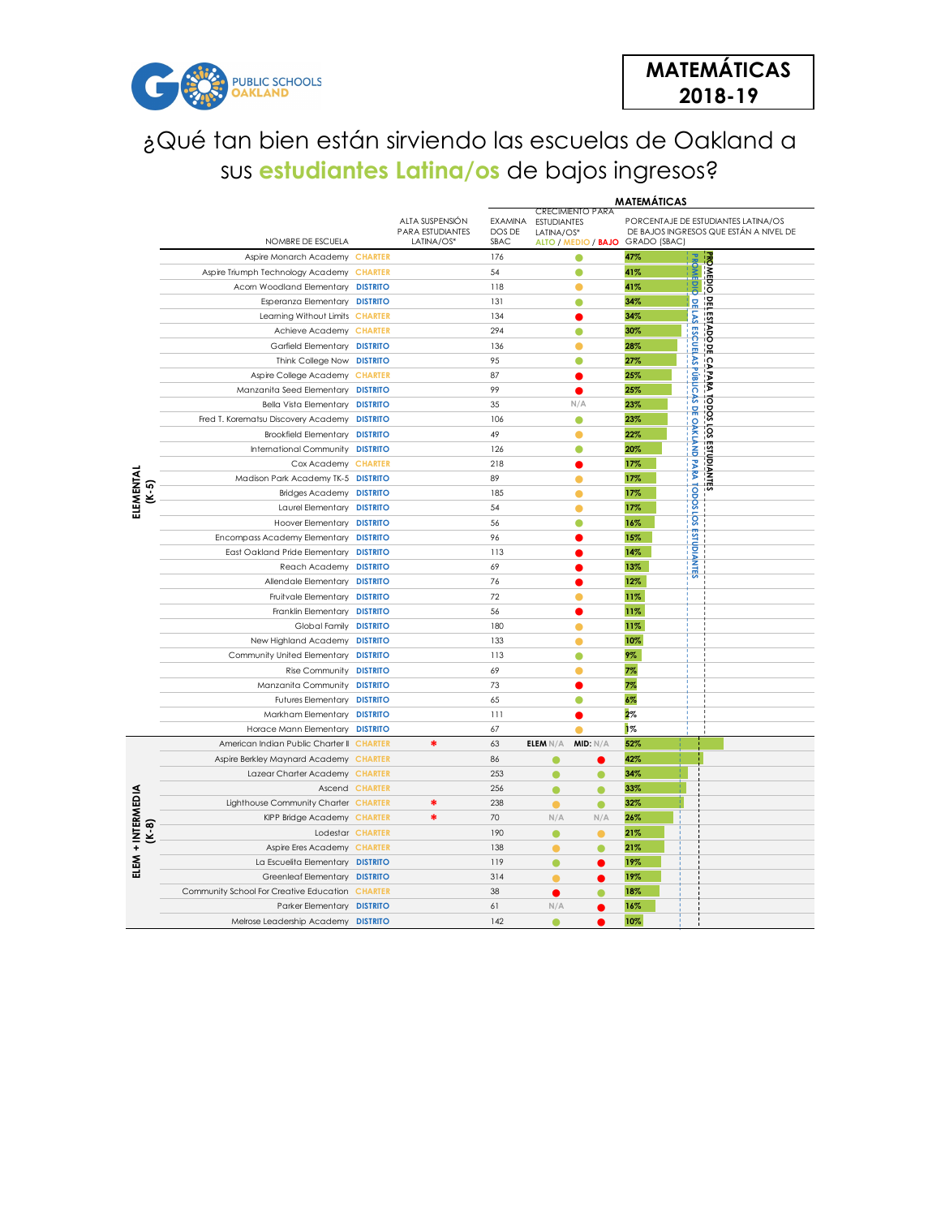GO PUBLIC SCHOOLS OAKLAND

**MATEMÁTICAS 2018-19**

# ¿Qué tan bien están sirviendo las escuelas de Oakland a sus **estudiantes Latina/os** de bajos ingresos?

**MATEMÁTICAS**

| | NOMBRE DE ESCUELA | | ALTA SUSPENSIÓN PARA ESTUDIANTES LATINA/OS* | EXAMINA DOS DE SBAC | CRECIMIENTO PARA ESTUDIANTES LATINA/OS* ALTO / MEDIO / BAJO | PORCENTAJE DE ESTUDIANTES LATINA/OS DE BAJOS INGRESOS QUE ESTÁN A NIVEL DE GRADO (SBAC) |
|---|---|---|---|---|---|---|
| ELEMENTAL (K-5) | Aspire Monarch Academy | CHARTER | | 176 | ALTO | 47% |
| | Aspire Triumph Technology Academy | CHARTER | | 54 | ALTO | 41% |
| | Acorn Woodland Elementary | DISTRITO | | 118 | MEDIO | 41% |
| | Esperanza Elementary | DISTRITO | | 131 | ALTO | 34% |
| | Learning Without Limits | CHARTER | | 134 | BAJO | 34% |
| | Achieve Academy | CHARTER | | 294 | ALTO | 30% |
| | Garfield Elementary | DISTRITO | | 136 | MEDIO | 28% |
| | Think College Now | DISTRITO | | 95 | ALTO | 27% |
| | Aspire College Academy | CHARTER | | 87 | BAJO | 25% |
| | Manzanita Seed Elementary | DISTRITO | | 99 | BAJO | 25% |
| | Bella Vista Elementary | DISTRITO | | 35 | N/A | 23% |
| | Fred T. Korematsu Discovery Academy | DISTRITO | | 106 | ALTO | 23% |
| | Brookfield Elementary | DISTRITO | | 49 | MEDIO | 22% |
| | International Community | DISTRITO | | 126 | ALTO | 20% |
| | Cox Academy | CHARTER | | 218 | BAJO | 17% |
| | Madison Park Academy TK-5 | DISTRITO | | 89 | MEDIO | 17% |
| | Bridges Academy | DISTRITO | | 185 | MEDIO | 17% |
| | Laurel Elementary | DISTRITO | | 54 | MEDIO | 17% |
| | Hoover Elementary | DISTRITO | | 56 | ALTO | 16% |
| | Encompass Academy Elementary | DISTRITO | | 96 | BAJO | 15% |
| | East Oakland Pride Elementary | DISTRITO | | 113 | BAJO | 14% |
| | Reach Academy | DISTRITO | | 69 | BAJO | 13% |
| | Allendale Elementary | DISTRITO | | 76 | BAJO | 12% |
| | Fruitvale Elementary | DISTRITO | | 72 | MEDIO | 11% |
| | Franklin Elementary | DISTRITO | | 56 | BAJO | 11% |
| | Global Family | DISTRITO | | 180 | MEDIO | 11% |
| | New Highland Academy | DISTRITO | | 133 | MEDIO | 10% |
| | Community United Elementary | DISTRITO | | 113 | ALTO | 9% |
| | Rise Community | DISTRITO | | 69 | MEDIO | 7% |
| | Manzanita Community | DISTRITO | | 73 | BAJO | 7% |
| | Futures Elementary | DISTRITO | | 65 | ALTO | 6% |
| | Markham Elementary | DISTRITO | | 111 | BAJO | 2% |
| | Horace Mann Elementary | DISTRITO | | 67 | MEDIO | 1% |

| | NOMBRE DE ESCUELA | | ALTA SUSPENSIÓN PARA ESTUDIANTES LATINA/OS* | EXAMINA DOS DE SBAC | CRECIMIENTO ELEM | CRECIMIENTO MID | PORCENTAJE A NIVEL DE GRADO (SBAC) |
|---|---|---|---|---|---|---|---|
| ELEM + INTERMEDIA (K-8) | American Indian Public Charter II | CHARTER | * | 63 | N/A | N/A | 52% |
| | Aspire Berkley Maynard Academy | CHARTER | | 86 | ALTO | BAJO | 42% |
| | Lazear Charter Academy | CHARTER | | 253 | ALTO | ALTO | 34% |
| | Ascend | CHARTER | | 256 | ALTO | ALTO | 33% |
| | Lighthouse Community Charter | CHARTER | * | 238 | MEDIO | ALTO | 32% |
| | KIPP Bridge Academy | CHARTER | * | 70 | N/A | N/A | 26% |
| | Lodestar | CHARTER | | 190 | ALTO | MEDIO | 21% |
| | Aspire Eres Academy | CHARTER | | 138 | MEDIO | ALTO | 21% |
| | La Escuelita Elementary | DISTRITO | | 119 | ALTO | BAJO | 19% |
| | Greenleaf Elementary | DISTRITO | | 314 | MEDIO | BAJO | 19% |
| | Community School For Creative Education | CHARTER | | 38 | BAJO | ALTO | 18% |
| | Parker Elementary | DISTRITO | | 61 | N/A | BAJO | 16% |
| | Melrose Leadership Academy | DISTRITO | | 142 | ALTO | BAJO | 10% |

Líneas de referencia: PROMEDIO DE LAS ESCUELAS PÚBLICAS DE OAKLAND PARA TODOS LOS ESTUDIANTES; PROMEDIO DEL ESTADO DE CA PARA TODOS LOS ESTUDIANTES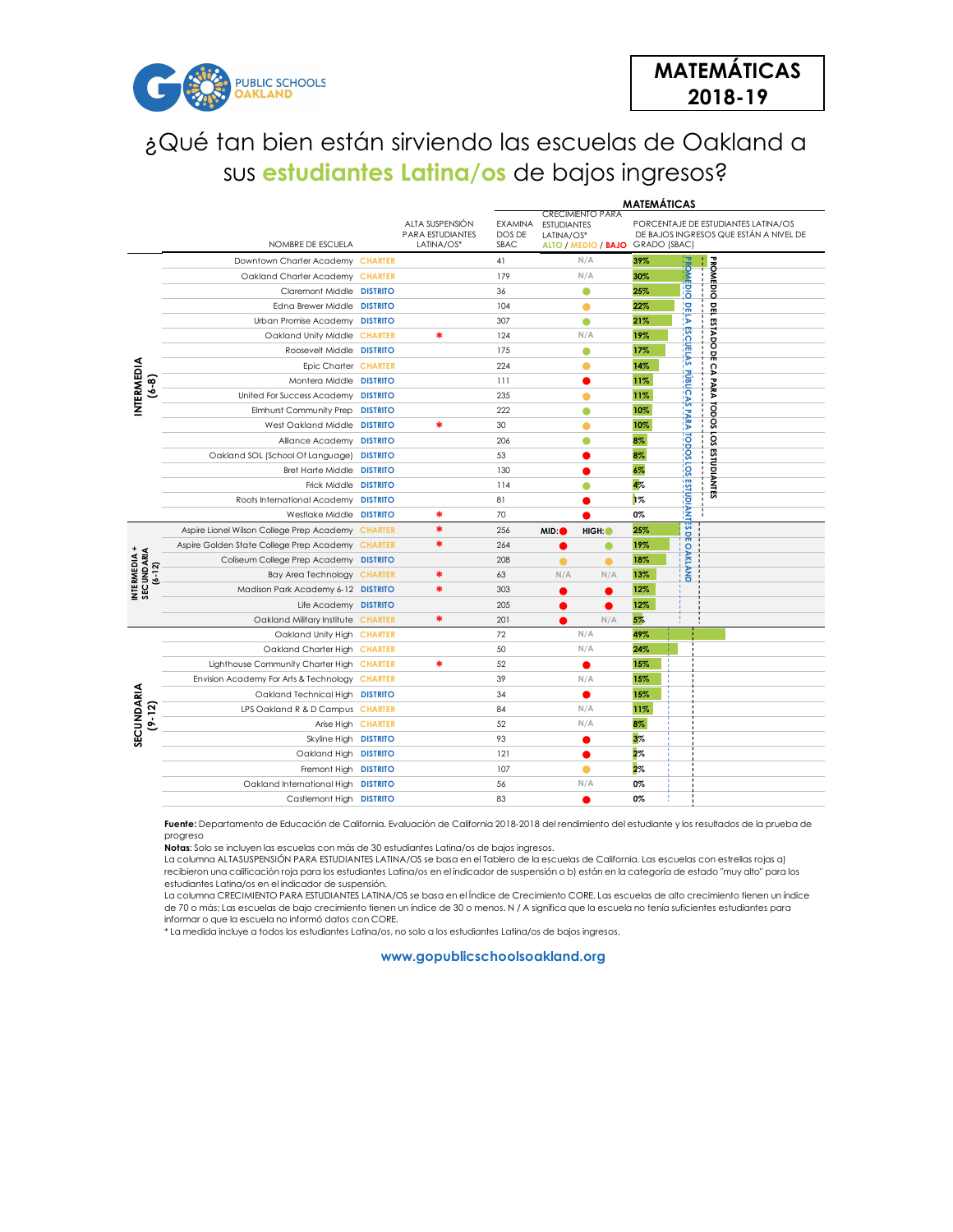# MATEMÁTICAS 2018-19

PUBLIC SCHOOLS OAKLAND

## ¿Qué tan bien están sirviendo las escuelas de Oakland a sus **estudiantes Latina/os** de bajos ingresos?

| | NOMBRE DE ESCUELA | | ALTA SUSPENSIÓN PARA ESTUDIANTES LATINA/OS* | EXAMINA DOS DE SBAC | CRECIMIENTO PARA ESTUDIANTES LATINA/OS* ALTO / MEDIO / BAJO | | PORCENTAJE DE ESTUDIANTES LATINA/OS DE BAJOS INGRESOS QUE ESTÁN A NIVEL DE GRADO (SBAC) |
|---|---|---|---|---|---|---|---|
| INTERMEDIA (6-8) | Downtown Charter Academy | CHARTER | | 41 | N/A | | 39% |
| | Oakland Charter Academy | CHARTER | | 179 | N/A | | 30% |
| | Claremont Middle | DISTRITO | | 36 | ● | | 25% |
| | Edna Brewer Middle | DISTRITO | | 104 | ● | | 22% |
| | Urban Promise Academy | DISTRITO | | 307 | ● | | 21% |
| | Oakland Unity Middle | CHARTER | * | 124 | N/A | | 19% |
| | Roosevelt Middle | DISTRITO | | 175 | ● | | 17% |
| | Epic Charter | CHARTER | | 224 | ● | | 14% |
| | Montera Middle | DISTRITO | | 111 | ● | | 11% |
| | United For Success Academy | DISTRITO | | 235 | ● | | 11% |
| | Elmhurst Community Prep | DISTRITO | | 222 | ● | | 10% |
| | West Oakland Middle | DISTRITO | * | 30 | ● | | 10% |
| | Alliance Academy | DISTRITO | | 206 | ● | | 8% |
| | Oakland SOL (School Of Language) | DISTRITO | | 53 | ● | | 8% |
| | Bret Harte Middle | DISTRITO | | 130 | ● | | 6% |
| | Frick Middle | DISTRITO | | 114 | ● | | 4% |
| | Roots International Academy | DISTRITO | | 81 | ● | | 1% |
| | Westlake Middle | DISTRITO | * | 70 | ● | | 0% |
| INTERMEDIA + SECUNDARIA (6-12) | | | | | MID: ● | HIGH: ● | |
| | Aspire Lionel Wilson College Prep Academy | CHARTER | * | 256 | | | 25% |
| | Aspire Golden State College Prep Academy | CHARTER | * | 264 | ● | ● | 19% |
| | Coliseum College Prep Academy | DISTRITO | | 208 | ● | ● | 18% |
| | Bay Area Technology | CHARTER | * | 63 | N/A | N/A | 13% |
| | Madison Park Academy 6-12 | DISTRITO | * | 303 | ● | ● | 12% |
| | Life Academy | DISTRITO | | 205 | ● | ● | 12% |
| | Oakland Military Institute | CHARTER | * | 201 | ● | N/A | 5% |
| SECUNDARIA (9-12) | Oakland Unity High | CHARTER | | 72 | N/A | | 49% |
| | Oakland Charter High | CHARTER | | 50 | N/A | | 24% |
| | Lighthouse Community Charter High | CHARTER | * | 52 | ● | | 15% |
| | Envision Academy For Arts & Technology | CHARTER | | 39 | N/A | | 15% |
| | Oakland Technical High | DISTRITO | | 34 | ● | | 15% |
| | LPS Oakland R & D Campus | CHARTER | | 84 | N/A | | 11% |
| | Arise High | CHARTER | | 52 | N/A | | 8% |
| | Skyline High | DISTRITO | | 93 | ● | | 3% |
| | Oakland High | DISTRITO | | 121 | ● | | 2% |
| | Fremont High | DISTRITO | | 107 | ● | | 2% |
| | Oakland International High | DISTRITO | | 56 | N/A | | 0% |
| | Castlemont High | DISTRITO | | 83 | ● | | 0% |

PROMEDIO DE LA ESCUELAS PÚBLICAS PARA TODOS LOS ESTUDIANTES DE OAKLAND

PROMEDIO DEL ESTADO DE CA PARA TODOS LOS ESTUDIANTES

**Fuente:** Departamento de Educación de California. Evaluación de California 2018-2018 del rendimiento del estudiante y los resultados de la prueba de progreso

**Notas**: Solo se incluyen las escuelas con más de 30 estudiantes Latina/os de bajos ingresos.
La columna ALTASUSPENSIÓN PARA ESTUDIANTES LATINA/OS se basa en el Tablero de la escuelas de California. Las escuelas con estrellas rojas a) recibieron una calificación roja para los estudiantes Latina/os en el indicador de suspensión o b) están en la categoría de estado "muy alto" para los estudiantes Latina/os en el indicador de suspensión.
La columna CRECIMIENTO PARA ESTUDIANTES LATINA/OS se basa en el Índice de Crecimiento CORE. Las escuelas de alto crecimiento tienen un índice de 70 o más; Las escuelas de bajo crecimiento tienen un índice de 30 o menos. N / A significa que la escuela no tenía suficientes estudiantes para informar o que la escuela no informó datos con CORE.
* La medida incluye a todos los estudiantes Latina/os, no solo a los estudiantes Latina/os de bajos ingresos.

www.gopublicschoolsoakland.org